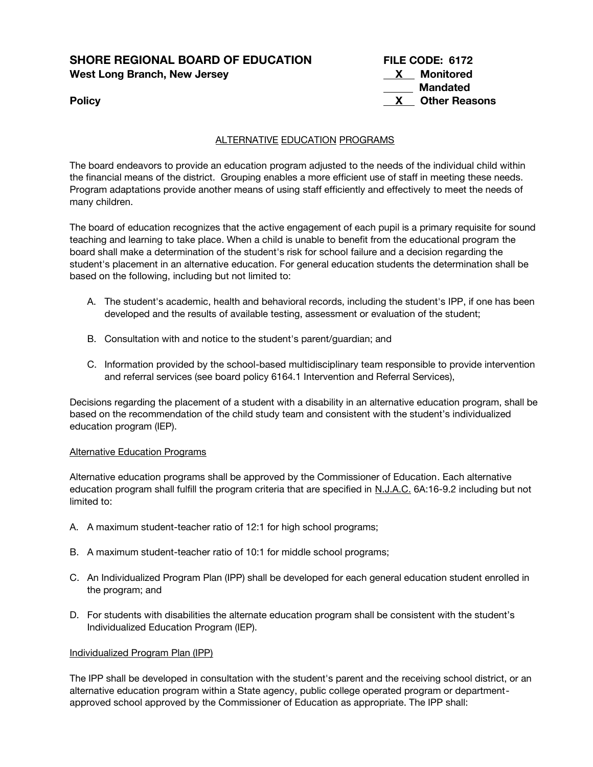**SHORE REGIONAL BOARD OF EDUCATION**
**West Long Branch, New Jersey**

**Policy**

**FILE CODE: 6172**
**X Monitored**
**Mandated**
**X Other Reasons**

ALTERNATIVE EDUCATION PROGRAMS

The board endeavors to provide an education program adjusted to the needs of the individual child within the financial means of the district. Grouping enables a more efficient use of staff in meeting these needs. Program adaptations provide another means of using staff efficiently and effectively to meet the needs of many children.

The board of education recognizes that the active engagement of each pupil is a primary requisite for sound teaching and learning to take place. When a child is unable to benefit from the educational program the board shall make a determination of the student's risk for school failure and a decision regarding the student's placement in an alternative education. For general education students the determination shall be based on the following, including but not limited to:

A. The student's academic, health and behavioral records, including the student's IPP, if one has been developed and the results of available testing, assessment or evaluation of the student;

B. Consultation with and notice to the student's parent/guardian; and

C. Information provided by the school-based multidisciplinary team responsible to provide intervention and referral services (see board policy 6164.1 Intervention and Referral Services),

Decisions regarding the placement of a student with a disability in an alternative education program, shall be based on the recommendation of the child study team and consistent with the student's individualized education program (IEP).

Alternative Education Programs

Alternative education programs shall be approved by the Commissioner of Education. Each alternative education program shall fulfill the program criteria that are specified in N.J.A.C. 6A:16-9.2 including but not limited to:

A. A maximum student-teacher ratio of 12:1 for high school programs;

B. A maximum student-teacher ratio of 10:1 for middle school programs;

C. An Individualized Program Plan (IPP) shall be developed for each general education student enrolled in the program; and

D. For students with disabilities the alternate education program shall be consistent with the student's Individualized Education Program (IEP).

Individualized Program Plan (IPP)

The IPP shall be developed in consultation with the student's parent and the receiving school district, or an alternative education program within a State agency, public college operated program or department-approved school approved by the Commissioner of Education as appropriate. The IPP shall: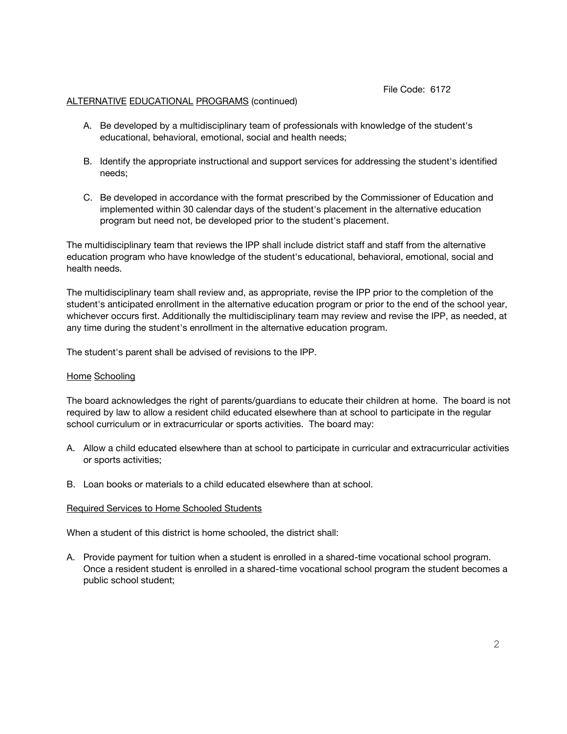File Code: 6172

ALTERNATIVE EDUCATIONAL PROGRAMS (continued)

A. Be developed by a multidisciplinary team of professionals with knowledge of the student's educational, behavioral, emotional, social and health needs;

B. Identify the appropriate instructional and support services for addressing the student's identified needs;

C. Be developed in accordance with the format prescribed by the Commissioner of Education and implemented within 30 calendar days of the student's placement in the alternative education program but need not, be developed prior to the student's placement.

The multidisciplinary team that reviews the IPP shall include district staff and staff from the alternative education program who have knowledge of the student's educational, behavioral, emotional, social and health needs.

The multidisciplinary team shall review and, as appropriate, revise the IPP prior to the completion of the student's anticipated enrollment in the alternative education program or prior to the end of the school year, whichever occurs first. Additionally the multidisciplinary team may review and revise the IPP, as needed, at any time during the student's enrollment in the alternative education program.

The student's parent shall be advised of revisions to the IPP.

## Home Schooling

The board acknowledges the right of parents/guardians to educate their children at home. The board is not required by law to allow a resident child educated elsewhere than at school to participate in the regular school curriculum or in extracurricular or sports activities. The board may:

A. Allow a child educated elsewhere than at school to participate in curricular and extracurricular activities or sports activities;

B. Loan books or materials to a child educated elsewhere than at school.

## Required Services to Home Schooled Students

When a student of this district is home schooled, the district shall:

A. Provide payment for tuition when a student is enrolled in a shared-time vocational school program. Once a resident student is enrolled in a shared-time vocational school program the student becomes a public school student;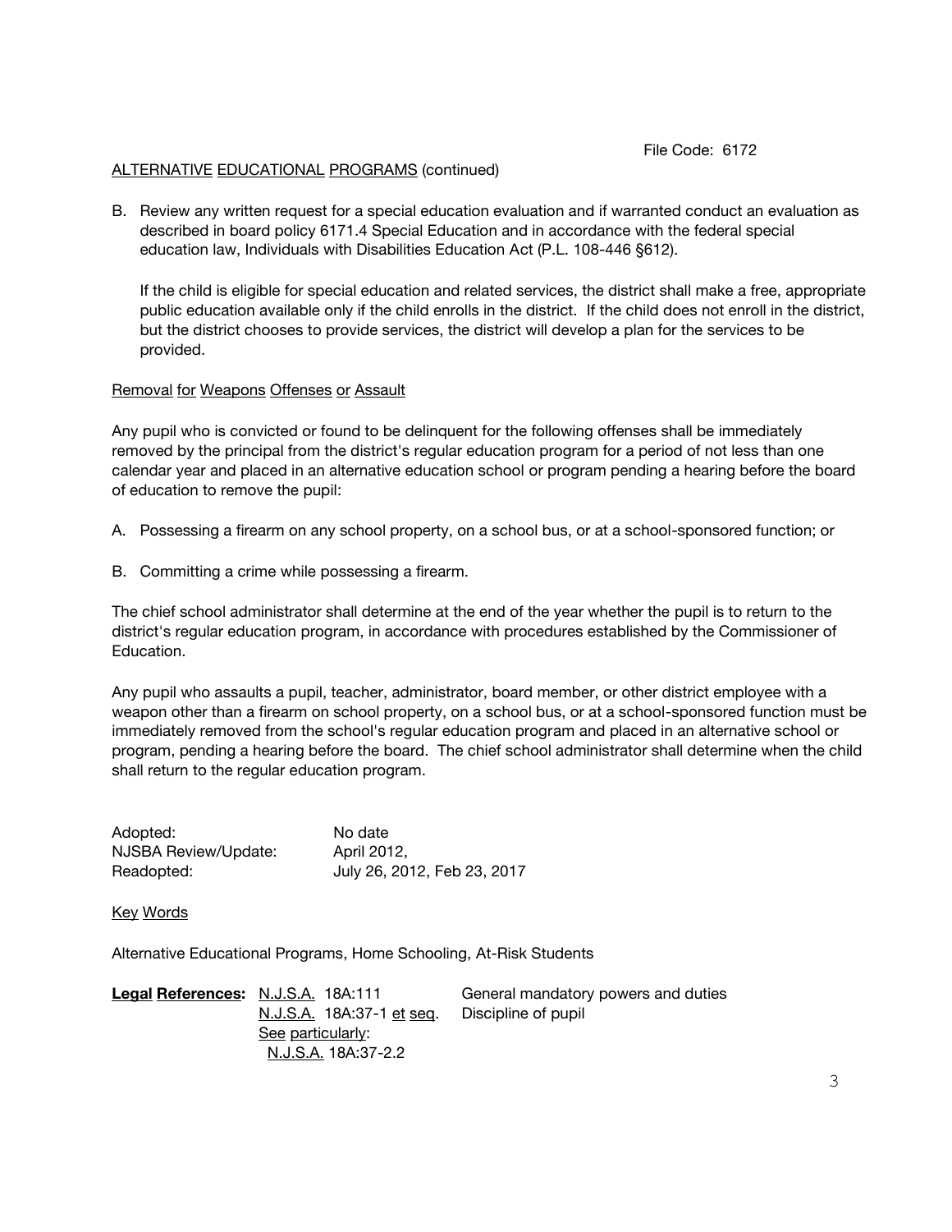File Code: 6172

ALTERNATIVE EDUCATIONAL PROGRAMS (continued)

B. Review any written request for a special education evaluation and if warranted conduct an evaluation as described in board policy 6171.4 Special Education and in accordance with the federal special education law, Individuals with Disabilities Education Act (P.L. 108-446 §612).

   If the child is eligible for special education and related services, the district shall make a free, appropriate public education available only if the child enrolls in the district. If the child does not enroll in the district, but the district chooses to provide services, the district will develop a plan for the services to be provided.

Removal for Weapons Offenses or Assault

Any pupil who is convicted or found to be delinquent for the following offenses shall be immediately removed by the principal from the district's regular education program for a period of not less than one calendar year and placed in an alternative education school or program pending a hearing before the board of education to remove the pupil:

A. Possessing a firearm on any school property, on a school bus, or at a school-sponsored function; or

B. Committing a crime while possessing a firearm.

The chief school administrator shall determine at the end of the year whether the pupil is to return to the district's regular education program, in accordance with procedures established by the Commissioner of Education.

Any pupil who assaults a pupil, teacher, administrator, board member, or other district employee with a weapon other than a firearm on school property, on a school bus, or at a school-sponsored function must be immediately removed from the school's regular education program and placed in an alternative school or program, pending a hearing before the board. The chief school administrator shall determine when the child shall return to the regular education program.

| | |
|---|---|
| Adopted: | No date |
| NJSBA Review/Update: | April 2012, |
| Readopted: | July 26, 2012, Feb 23, 2017 |

Key Words

Alternative Educational Programs, Home Schooling, At-Risk Students

| **Legal References:** | | |
|---|---|---|
| | N.J.S.A. 18A:111 | General mandatory powers and duties |
| | N.J.S.A. 18A:37-1 et seq. | Discipline of pupil |
| | See particularly: | |
| | N.J.S.A. 18A:37-2.2 | |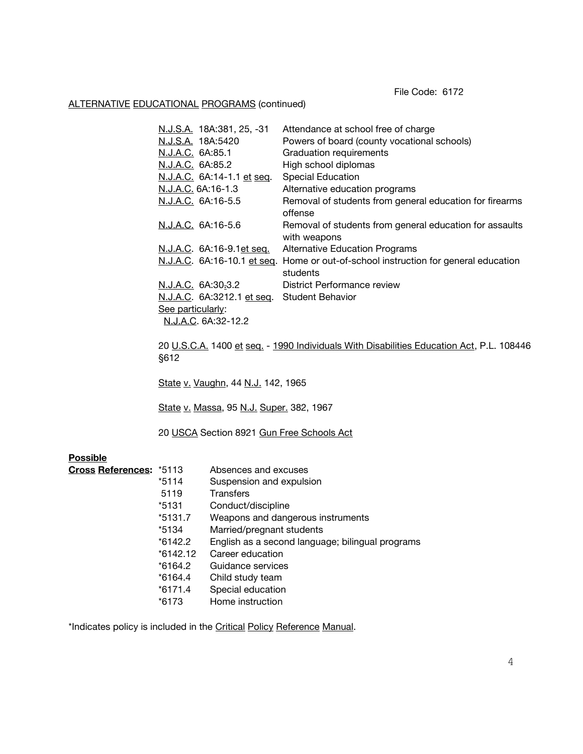File Code: 6172

ALTERNATIVE EDUCATIONAL PROGRAMS (continued)

| | |
|---|---|
| N.J.S.A. 18A:381, 25, -31 | Attendance at school free of charge |
| N.J.S.A. 18A:5420 | Powers of board (county vocational schools) |
| N.J.A.C. 6A:85.1 | Graduation requirements |
| N.J.A.C. 6A:85.2 | High school diplomas |
| N.J.A.C. 6A:14-1.1 et seq. | Special Education |
| N.J.A.C. 6A:16-1.3 | Alternative education programs |
| N.J.A.C. 6A:16-5.5 | Removal of students from general education for firearms offense |
| N.J.A.C. 6A:16-5.6 | Removal of students from general education for assaults with weapons |
| N.J.A.C. 6A:16-9.1et seq. | Alternative Education Programs |
| N.J.A.C. 6A:16-10.1 et seq. | Home or out-of-school instruction for general education students |
| N.J.A.C. 6A:30-3.2 | District Performance review |
| N.J.A.C. 6A:3212.1 et seq. | Student Behavior |
| See particularly: N.J.A.C. 6A:32-12.2 | |

20 U.S.C.A. 1400 et seq. - 1990 Individuals With Disabilities Education Act, P.L. 108446 §612

State v. Vaughn, 44 N.J. 142, 1965

State v. Massa, 95 N.J. Super. 382, 1967

20 USCA Section 8921 Gun Free Schools Act

**Possible Cross References:**

| | |
|---|---|
| *5113 | Absences and excuses |
| *5114 | Suspension and expulsion |
| 5119 | Transfers |
| *5131 | Conduct/discipline |
| *5131.7 | Weapons and dangerous instruments |
| *5134 | Married/pregnant students |
| *6142.2 | English as a second language; bilingual programs |
| *6142.12 | Career education |
| *6164.2 | Guidance services |
| *6164.4 | Child study team |
| *6171.4 | Special education |
| *6173 | Home instruction |

*Indicates policy is included in the Critical Policy Reference Manual.